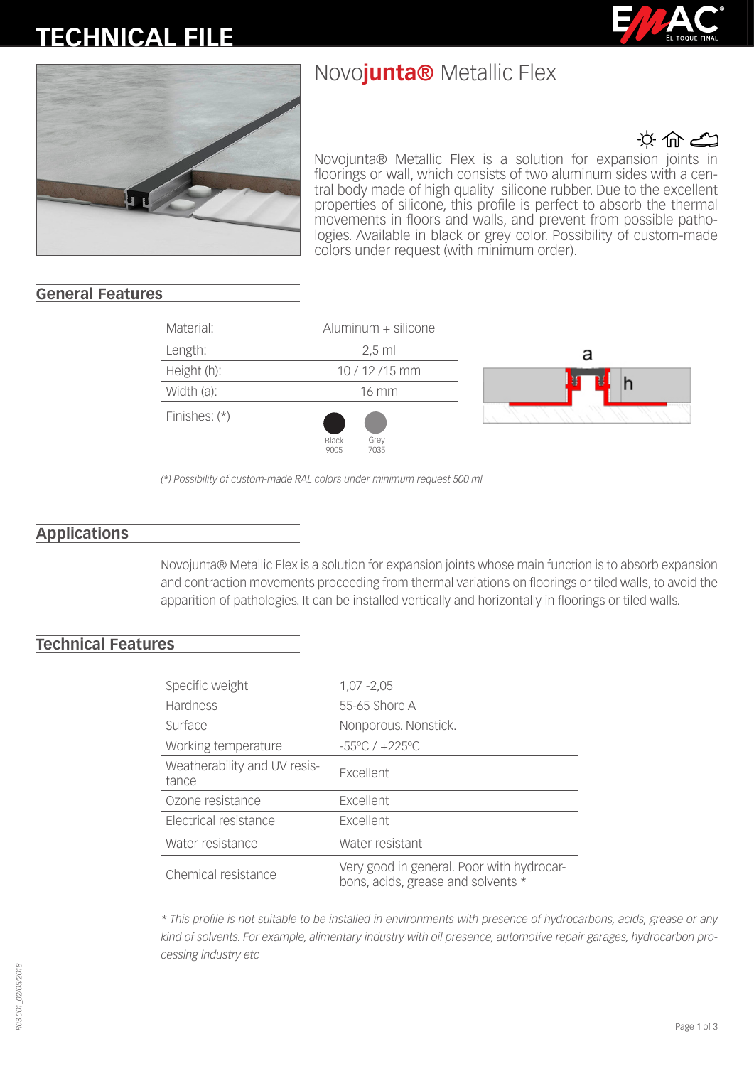# TECHNICAL FILE

## Novo**junta®** Metallic Flex

Novojunta® Metallic Flex is a solution for expansion joints in floorings or wall, which consists of two aluminum sides with a central body made of high quality silicone rubber. Due to the excellent properties of silicone, this profile is perfect to absorb the thermal movements in floors and walls, and prevent from possible pathologies. Available in black or grey color. Possibility of custom-made colors under request (with minimum order).

## General Features

| | |
|---|---|
| Material: | Aluminum + silicone |
| Length: | 2,5 ml |
| Height (h): | 10 / 12 /15 mm |
| Width (a): | 16 mm |
| Finishes: (*) | Black 9005, Grey 7035 |

*(*) Possibility of custom-made RAL colors under minimum request 500 ml*

## Applications

Novojunta® Metallic Flex is a solution for expansion joints whose main function is to absorb expansion and contraction movements proceeding from thermal variations on floorings or tiled walls, to avoid the apparition of pathologies. It can be installed vertically and horizontally in floorings or tiled walls.

## Technical Features

| | |
|---|---|
| Specific weight | 1,07 -2,05 |
| Hardness | 55-65 Shore A |
| Surface | Nonporous. Nonstick. |
| Working temperature | -55ºC / +225ºC |
| Weatherability and UV resistance | Excellent |
| Ozone resistance | Excellent |
| Electrical resistance | Excellent |
| Water resistance | Water resistant |
| Chemical resistance | Very good in general. Poor with hydrocarbons, acids, grease and solvents * |

*\* This profile is not suitable to be installed in environments with presence of hydrocarbons, acids, grease or any kind of solvents. For example, alimentary industry with oil presence, automotive repair garages, hydrocarbon processing industry etc*

R03.001_02/05/2018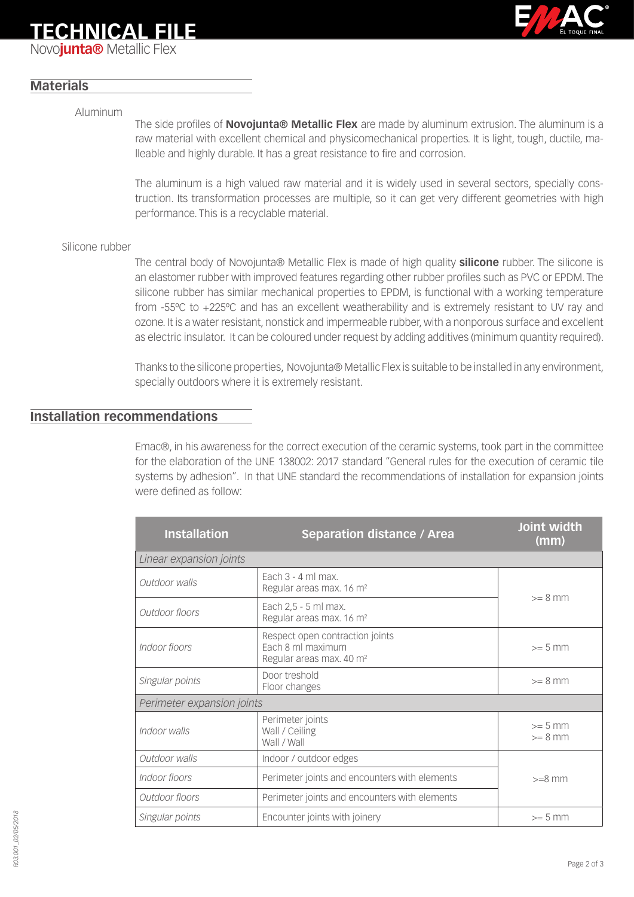## Materials

Aluminum

The side profiles of **Novojunta® Metallic Flex** are made by aluminum extrusion. The aluminum is a raw material with excellent chemical and physicomechanical properties. It is light, tough, ductile, malleable and highly durable. It has a great resistance to fire and corrosion.

The aluminum is a high valued raw material and it is widely used in several sectors, specially construction. Its transformation processes are multiple, so it can get very different geometries with high performance. This is a recyclable material.

Silicone rubber

The central body of Novojunta® Metallic Flex is made of high quality **silicone** rubber. The silicone is an elastomer rubber with improved features regarding other rubber profiles such as PVC or EPDM. The silicone rubber has similar mechanical properties to EPDM, is functional with a working temperature from -55ºC to +225ºC and has an excellent weatherability and is extremely resistant to UV ray and ozone. It is a water resistant, nonstick and impermeable rubber, with a nonporous surface and excellent as electric insulator. It can be coloured under request by adding additives (minimum quantity required).

Thanks to the silicone properties, Novojunta® Metallic Flex is suitable to be installed in any environment, specially outdoors where it is extremely resistant.

## Installation recommendations

Emac®, in his awareness for the correct execution of the ceramic systems, took part in the committee for the elaboration of the UNE 138002: 2017 standard "General rules for the execution of ceramic tile systems by adhesion". In that UNE standard the recommendations of installation for expansion joints were defined as follow:

| Installation | Separation distance / Area | Joint width (mm) |
|---|---|---|
| *Linear expansion joints* | | |
| *Outdoor walls* | Each 3 - 4 ml max.<br>Regular areas max. 16 m² | >= 8 mm |
| *Outdoor floors* | Each 2,5 - 5 ml max.<br>Regular areas max. 16 m² | >= 8 mm |
| *Indoor floors* | Respect open contraction joints<br>Each 8 ml maximum<br>Regular areas max. 40 m² | >= 5 mm |
| *Singular points* | Door treshold<br>Floor changes | >= 8 mm |
| *Perimeter expansion joints* | | |
| *Indoor walls* | Perimeter joints<br>Wall / Ceiling<br>Wall / Wall | >= 5 mm<br>>= 8 mm |
| *Outdoor walls* | Indoor / outdoor edges | >=8 mm |
| *Indoor floors* | Perimeter joints and encounters with elements | >=8 mm |
| *Outdoor floors* | Perimeter joints and encounters with elements | >=8 mm |
| *Singular points* | Encounter joints with joinery | >= 5 mm |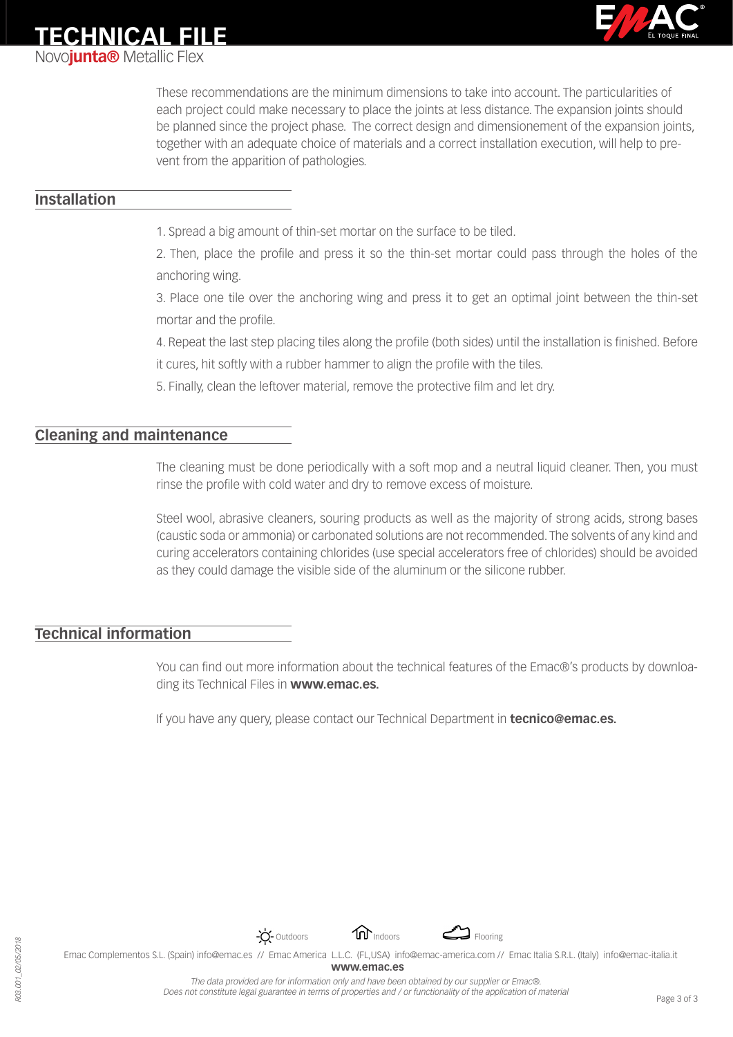# TECHNICAL FILE

Novo**junta®** Metallic Flex

These recommendations are the minimum dimensions to take into account. The particularities of each project could make necessary to place the joints at less distance. The expansion joints should be planned since the project phase. The correct design and dimensionement of the expansion joints, together with an adequate choice of materials and a correct installation execution, will help to prevent from the apparition of pathologies.

## Installation

1. Spread a big amount of thin-set mortar on the surface to be tiled.
2. Then, place the profile and press it so the thin-set mortar could pass through the holes of the anchoring wing.
3. Place one tile over the anchoring wing and press it to get an optimal joint between the thin-set mortar and the profile.
4. Repeat the last step placing tiles along the profile (both sides) until the installation is finished. Before it cures, hit softly with a rubber hammer to align the profile with the tiles.
5. Finally, clean the leftover material, remove the protective film and let dry.

## Cleaning and maintenance

The cleaning must be done periodically with a soft mop and a neutral liquid cleaner. Then, you must rinse the profile with cold water and dry to remove excess of moisture.

Steel wool, abrasive cleaners, souring products as well as the majority of strong acids, strong bases (caustic soda or ammonia) or carbonated solutions are not recommended. The solvents of any kind and curing accelerators containing chlorides (use special accelerators free of chlorides) should be avoided as they could damage the visible side of the aluminum or the silicone rubber.

## Technical information

You can find out more information about the technical features of the Emac®'s products by downloading its Technical Files in **www.emac.es.**

If you have any query, please contact our Technical Department in **tecnico@emac.es.**

Outdoors Indoors Flooring

Emac Complementos S.L. (Spain) info@emac.es // Emac America L.L.C. (FL,USA) info@emac-america.com // Emac Italia S.R.L. (Italy) info@emac-italia.it

**www.emac.es**

*The data provided are for information only and have been obtained by our supplier or Emac®.*
*Does not constitute legal guarantee in terms of properties and / or functionality of the application of material*